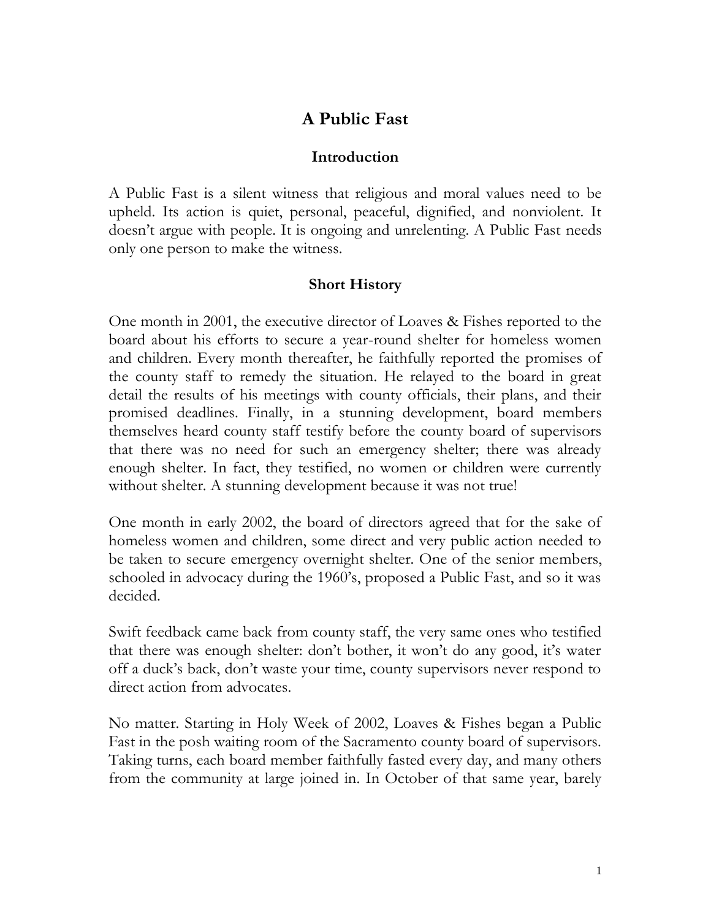# A Public Fast

## Introduction

A Public Fast is a silent witness that religious and moral values need to be upheld. Its action is quiet, personal, peaceful, dignified, and nonviolent. It doesn't argue with people. It is ongoing and unrelenting. A Public Fast needs only one person to make the witness.

## Short History

One month in 2001, the executive director of Loaves & Fishes reported to the board about his efforts to secure a year-round shelter for homeless women and children. Every month thereafter, he faithfully reported the promises of the county staff to remedy the situation. He relayed to the board in great detail the results of his meetings with county officials, their plans, and their promised deadlines. Finally, in a stunning development, board members themselves heard county staff testify before the county board of supervisors that there was no need for such an emergency shelter; there was already enough shelter. In fact, they testified, no women or children were currently without shelter. A stunning development because it was not true!

One month in early 2002, the board of directors agreed that for the sake of homeless women and children, some direct and very public action needed to be taken to secure emergency overnight shelter. One of the senior members, schooled in advocacy during the 1960's, proposed a Public Fast, and so it was decided.

Swift feedback came back from county staff, the very same ones who testified that there was enough shelter: don't bother, it won't do any good, it's water off a duck's back, don't waste your time, county supervisors never respond to direct action from advocates.

No matter. Starting in Holy Week of 2002, Loaves & Fishes began a Public Fast in the posh waiting room of the Sacramento county board of supervisors. Taking turns, each board member faithfully fasted every day, and many others from the community at large joined in. In October of that same year, barely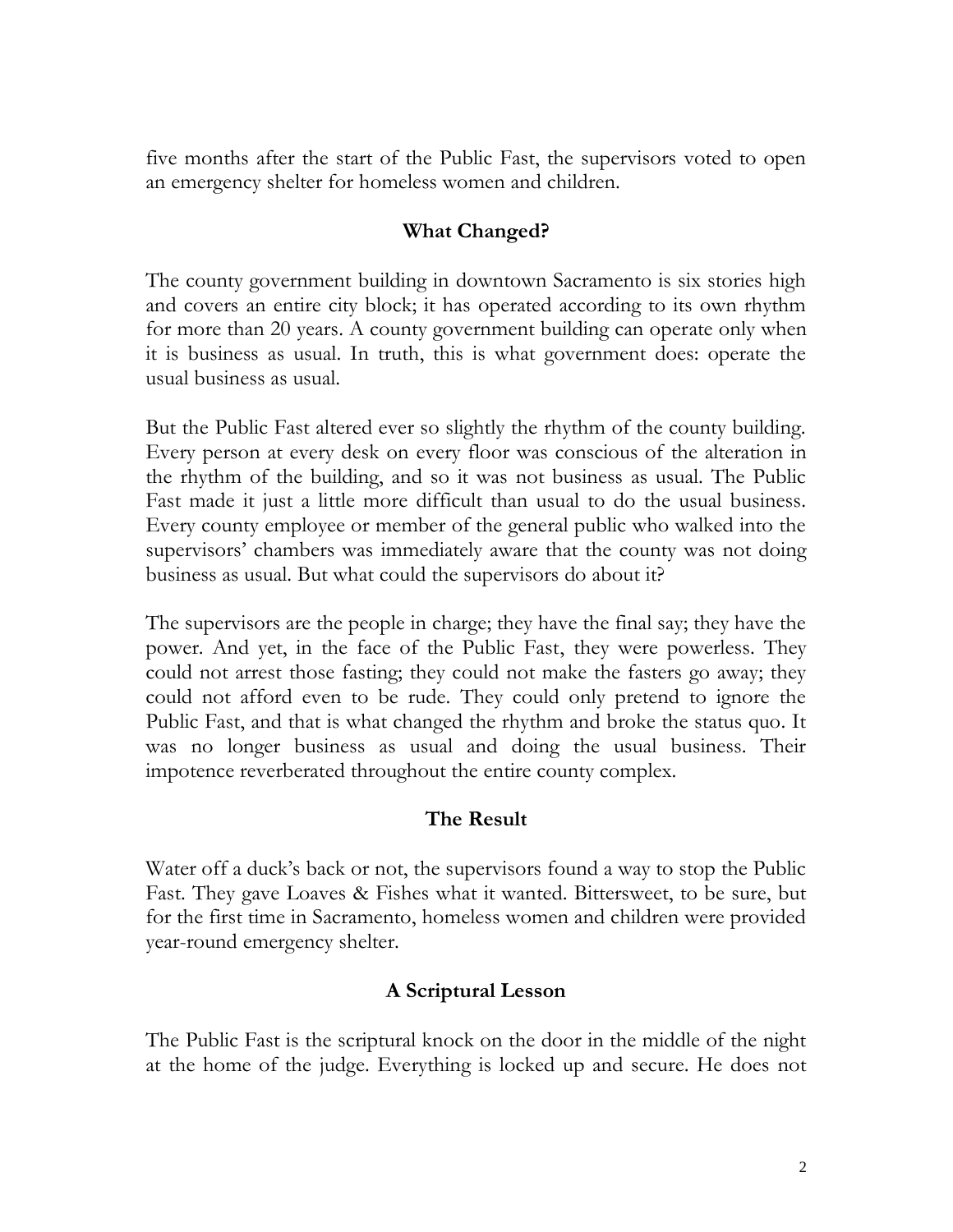five months after the start of the Public Fast, the supervisors voted to open an emergency shelter for homeless women and children.

## What Changed?

The county government building in downtown Sacramento is six stories high and covers an entire city block; it has operated according to its own rhythm for more than 20 years. A county government building can operate only when it is business as usual. In truth, this is what government does: operate the usual business as usual.

But the Public Fast altered ever so slightly the rhythm of the county building. Every person at every desk on every floor was conscious of the alteration in the rhythm of the building, and so it was not business as usual. The Public Fast made it just a little more difficult than usual to do the usual business. Every county employee or member of the general public who walked into the supervisors' chambers was immediately aware that the county was not doing business as usual. But what could the supervisors do about it?

The supervisors are the people in charge; they have the final say; they have the power. And yet, in the face of the Public Fast, they were powerless. They could not arrest those fasting; they could not make the fasters go away; they could not afford even to be rude. They could only pretend to ignore the Public Fast, and that is what changed the rhythm and broke the status quo. It was no longer business as usual and doing the usual business. Their impotence reverberated throughout the entire county complex.

## The Result

Water off a duck's back or not, the supervisors found a way to stop the Public Fast. They gave Loaves & Fishes what it wanted. Bittersweet, to be sure, but for the first time in Sacramento, homeless women and children were provided year-round emergency shelter.

## A Scriptural Lesson

The Public Fast is the scriptural knock on the door in the middle of the night at the home of the judge. Everything is locked up and secure. He does not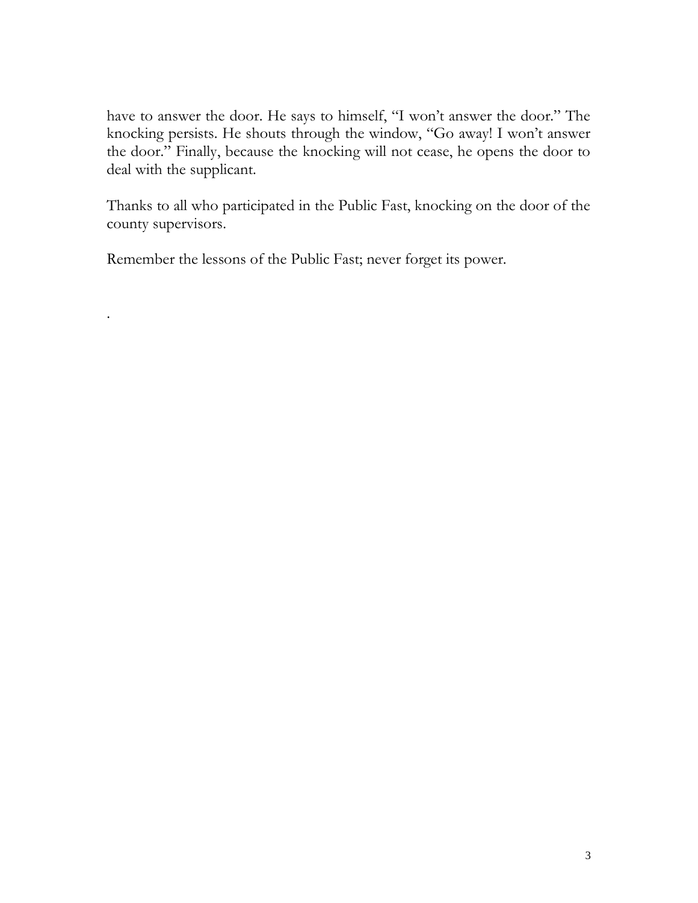have to answer the door. He says to himself, "I won't answer the door." The knocking persists. He shouts through the window, "Go away! I won't answer the door." Finally, because the knocking will not cease, he opens the door to deal with the supplicant.

Thanks to all who participated in the Public Fast, knocking on the door of the county supervisors.

Remember the lessons of the Public Fast; never forget its power.

.